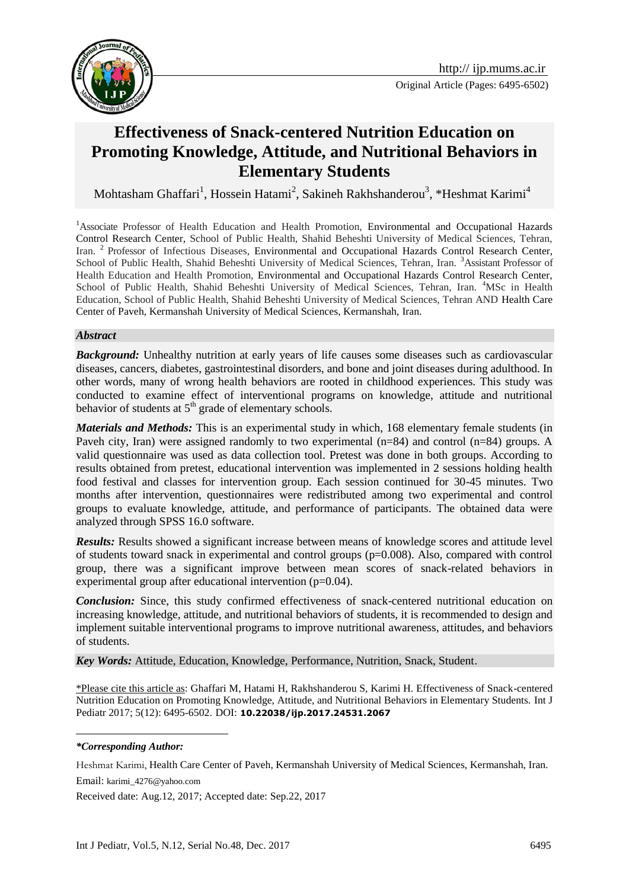Original Article (Pages: 6495-6502)

# Effectiveness of Snack-centered Nutrition Education on Promoting Knowledge, Attitude, and Nutritional Behaviors in Elementary Students

Mohtasham Ghaffari[1], Hossein Hatami[2], Sakineh Rakhshanderou[3], *Heshmat Karimi[4]

[1]Associate Professor of Health Education and Health Promotion, Environmental and Occupational Hazards Control Research Center, School of Public Health, Shahid Beheshti University of Medical Sciences, Tehran, Iran. [2] Professor of Infectious Diseases, Environmental and Occupational Hazards Control Research Center, School of Public Health, Shahid Beheshti University of Medical Sciences, Tehran, Iran. [3]Assistant Professor of Health Education and Health Promotion, Environmental and Occupational Hazards Control Research Center, School of Public Health, Shahid Beheshti University of Medical Sciences, Tehran, Iran. [4]MSc in Health Education, School of Public Health, Shahid Beheshti University of Medical Sciences, Tehran AND Health Care Center of Paveh, Kermanshah University of Medical Sciences, Kermanshah, Iran.

## *Abstract*

***Background:*** Unhealthy nutrition at early years of life causes some diseases such as cardiovascular diseases, cancers, diabetes, gastrointestinal disorders, and bone and joint diseases during adulthood. In other words, many of wrong health behaviors are rooted in childhood experiences. This study was conducted to examine effect of interventional programs on knowledge, attitude and nutritional behavior of students at 5th grade of elementary schools.

***Materials and Methods:*** This is an experimental study in which, 168 elementary female students (in Paveh city, Iran) were assigned randomly to two experimental (n=84) and control (n=84) groups. A valid questionnaire was used as data collection tool. Pretest was done in both groups. According to results obtained from pretest, educational intervention was implemented in 2 sessions holding health food festival and classes for intervention group. Each session continued for 30-45 minutes. Two months after intervention, questionnaires were redistributed among two experimental and control groups to evaluate knowledge, attitude, and performance of participants. The obtained data were analyzed through SPSS 16.0 software.

***Results:*** Results showed a significant increase between means of knowledge scores and attitude level of students toward snack in experimental and control groups (p=0.008). Also, compared with control group, there was a significant improve between mean scores of snack-related behaviors in experimental group after educational intervention (p=0.04).

***Conclusion:*** Since, this study confirmed effectiveness of snack-centered nutritional education on increasing knowledge, attitude, and nutritional behaviors of students, it is recommended to design and implement suitable interventional programs to improve nutritional awareness, attitudes, and behaviors of students.

***Key Words:*** Attitude, Education, Knowledge, Performance, Nutrition, Snack, Student.

\*Please cite this article as: Ghaffari M, Hatami H, Rakhshanderou S, Karimi H. Effectiveness of Snack-centered Nutrition Education on Promoting Knowledge, Attitude, and Nutritional Behaviors in Elementary Students. Int J Pediatr 2017; 5(12): 6495-6502. DOI: **10.22038/ijp.2017.24531.2067**

***\*Corresponding Author:***

Heshmat Karimi, Health Care Center of Paveh, Kermanshah University of Medical Sciences, Kermanshah, Iran.

Email: karimi_4276@yahoo.com

Received date: Aug.12, 2017; Accepted date: Sep.22, 2017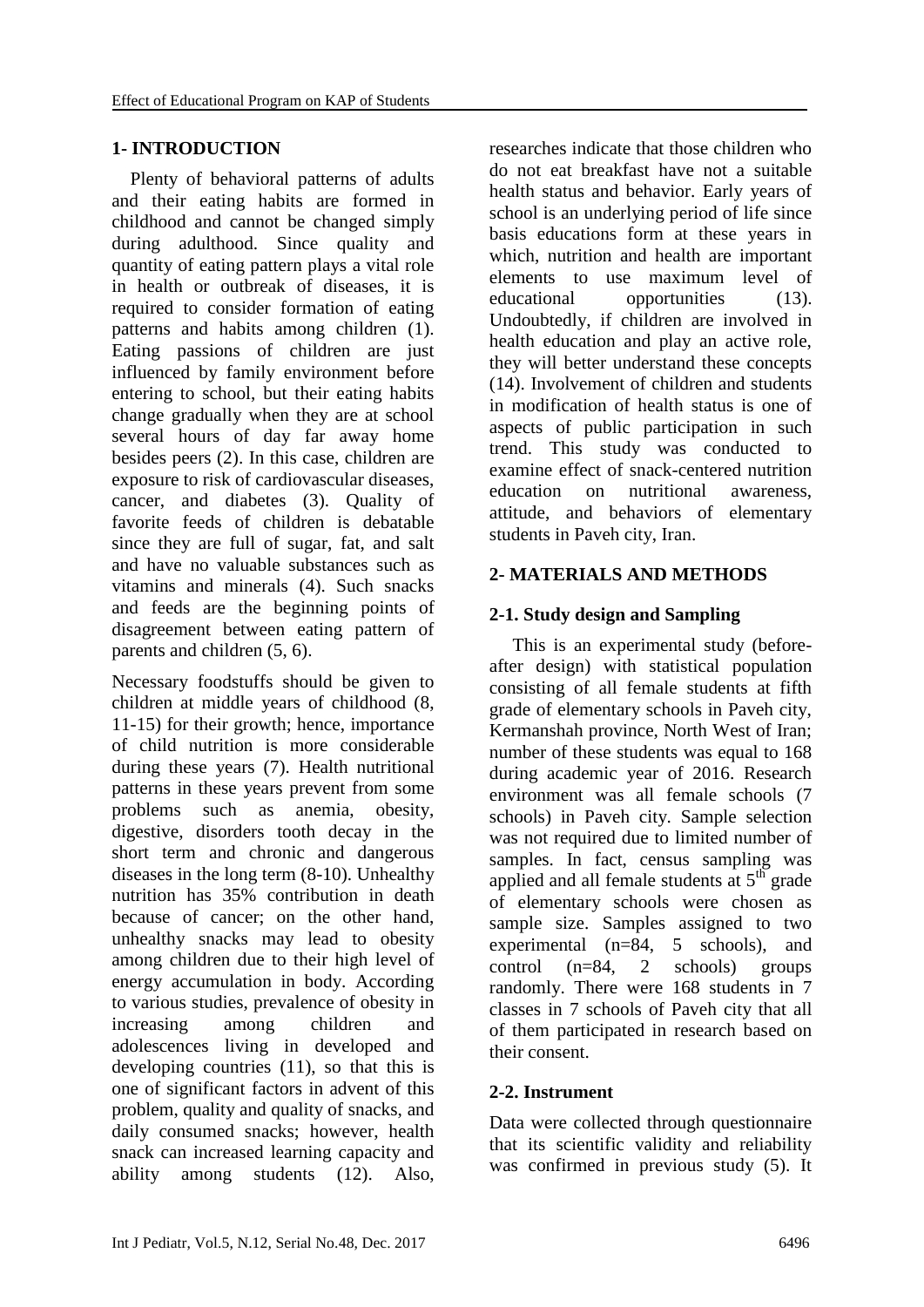## 1- INTRODUCTION

Plenty of behavioral patterns of adults and their eating habits are formed in childhood and cannot be changed simply during adulthood. Since quality and quantity of eating pattern plays a vital role in health or outbreak of diseases, it is required to consider formation of eating patterns and habits among children (1). Eating passions of children are just influenced by family environment before entering to school, but their eating habits change gradually when they are at school several hours of day far away home besides peers (2). In this case, children are exposure to risk of cardiovascular diseases, cancer, and diabetes (3). Quality of favorite feeds of children is debatable since they are full of sugar, fat, and salt and have no valuable substances such as vitamins and minerals (4). Such snacks and feeds are the beginning points of disagreement between eating pattern of parents and children (5, 6).

Necessary foodstuffs should be given to children at middle years of childhood (8, 11-15) for their growth; hence, importance of child nutrition is more considerable during these years (7). Health nutritional patterns in these years prevent from some problems such as anemia, obesity, digestive, disorders tooth decay in the short term and chronic and dangerous diseases in the long term (8-10). Unhealthy nutrition has 35% contribution in death because of cancer; on the other hand, unhealthy snacks may lead to obesity among children due to their high level of energy accumulation in body. According to various studies, prevalence of obesity in increasing among children and adolescences living in developed and developing countries (11), so that this is one of significant factors in advent of this problem, quality and quality of snacks, and daily consumed snacks; however, health snack can increased learning capacity and ability among students (12). Also, researches indicate that those children who do not eat breakfast have not a suitable health status and behavior. Early years of school is an underlying period of life since basis educations form at these years in which, nutrition and health are important elements to use maximum level of educational opportunities (13). Undoubtedly, if children are involved in health education and play an active role, they will better understand these concepts (14). Involvement of children and students in modification of health status is one of aspects of public participation in such trend. This study was conducted to examine effect of snack-centered nutrition education on nutritional awareness, attitude, and behaviors of elementary students in Paveh city, Iran.

## 2- MATERIALS AND METHODS

### 2-1. Study design and Sampling

This is an experimental study (before-after design) with statistical population consisting of all female students at fifth grade of elementary schools in Paveh city, Kermanshah province, North West of Iran; number of these students was equal to 168 during academic year of 2016. Research environment was all female schools (7 schools) in Paveh city. Sample selection was not required due to limited number of samples. In fact, census sampling was applied and all female students at 5$^{th}$ grade of elementary schools were chosen as sample size. Samples assigned to two experimental (n=84, 5 schools), and control (n=84, 2 schools) groups randomly. There were 168 students in 7 classes in 7 schools of Paveh city that all of them participated in research based on their consent.

### 2-2. Instrument

Data were collected through questionnaire that its scientific validity and reliability was confirmed in previous study (5). It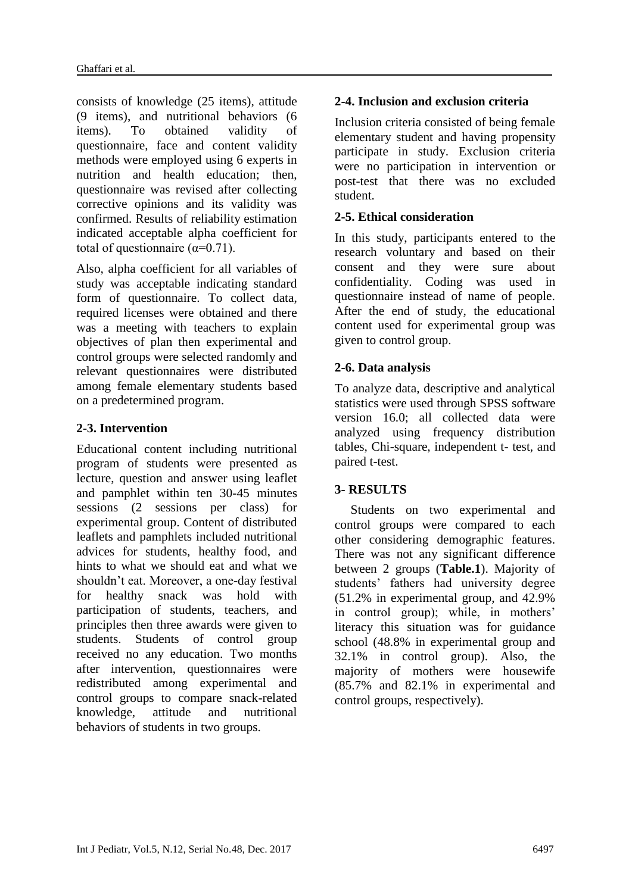consists of knowledge (25 items), attitude (9 items), and nutritional behaviors (6 items). To obtained validity of questionnaire, face and content validity methods were employed using 6 experts in nutrition and health education; then, questionnaire was revised after collecting corrective opinions and its validity was confirmed. Results of reliability estimation indicated acceptable alpha coefficient for total of questionnaire ($\alpha$=0.71).

Also, alpha coefficient for all variables of study was acceptable indicating standard form of questionnaire. To collect data, required licenses were obtained and there was a meeting with teachers to explain objectives of plan then experimental and control groups were selected randomly and relevant questionnaires were distributed among female elementary students based on a predetermined program.

## 2-3. Intervention

Educational content including nutritional program of students were presented as lecture, question and answer using leaflet and pamphlet within ten 30-45 minutes sessions (2 sessions per class) for experimental group. Content of distributed leaflets and pamphlets included nutritional advices for students, healthy food, and hints to what we should eat and what we shouldn't eat. Moreover, a one-day festival for healthy snack was hold with participation of students, teachers, and principles then three awards were given to students. Students of control group received no any education. Two months after intervention, questionnaires were redistributed among experimental and control groups to compare snack-related knowledge, attitude and nutritional behaviors of students in two groups.

## 2-4. Inclusion and exclusion criteria

Inclusion criteria consisted of being female elementary student and having propensity participate in study. Exclusion criteria were no participation in intervention or post-test that there was no excluded student.

## 2-5. Ethical consideration

In this study, participants entered to the research voluntary and based on their consent and they were sure about confidentiality. Coding was used in questionnaire instead of name of people. After the end of study, the educational content used for experimental group was given to control group.

## 2-6. Data analysis

To analyze data, descriptive and analytical statistics were used through SPSS software version 16.0; all collected data were analyzed using frequency distribution tables, Chi-square, independent t- test, and paired t-test.

# 3- RESULTS

Students on two experimental and control groups were compared to each other considering demographic features. There was not any significant difference between 2 groups (**Table.1**). Majority of students' fathers had university degree (51.2% in experimental group, and 42.9% in control group); while, in mothers' literacy this situation was for guidance school (48.8% in experimental group and 32.1% in control group). Also, the majority of mothers were housewife (85.7% and 82.1% in experimental and control groups, respectively).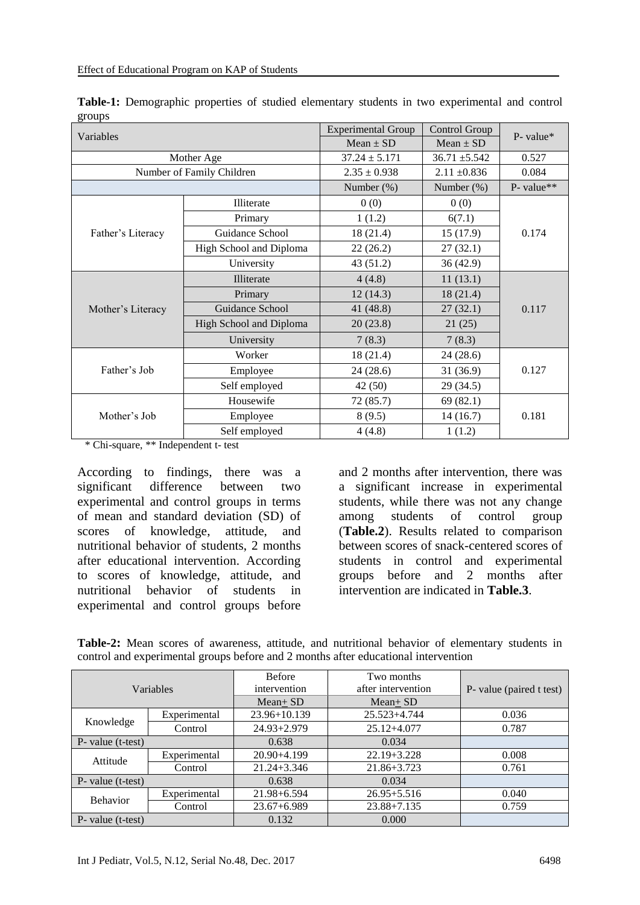**Table-1:** Demographic properties of studied elementary students in two experimental and control groups

| Variables | | Experimental Group | Control Group | P- value* |
|---|---|---|---|---|
| | | Mean ± SD | Mean ± SD | |
| Mother Age | | 37.24 ± 5.171 | 36.71 ±5.542 | 0.527 |
| Number of Family Children | | 2.35 ± 0.938 | 2.11 ±0.836 | 0.084 |
| | | Number (%) | Number (%) | P- value** |
| Father's Literacy | Illiterate | 0 (0) | 0 (0) | 0.174 |
| | Primary | 1 (1.2) | 6(7.1) | |
| | Guidance School | 18 (21.4) | 15 (17.9) | |
| | High School and Diploma | 22 (26.2) | 27 (32.1) | |
| | University | 43 (51.2) | 36 (42.9) | |
| Mother's Literacy | Illiterate | 4 (4.8) | 11 (13.1) | 0.117 |
| | Primary | 12 (14.3) | 18 (21.4) | |
| | Guidance School | 41 (48.8) | 27 (32.1) | |
| | High School and Diploma | 20 (23.8) | 21 (25) | |
| | University | 7 (8.3) | 7 (8.3) | |
| Father's Job | Worker | 18 (21.4) | 24 (28.6) | 0.127 |
| | Employee | 24 (28.6) | 31 (36.9) | |
| | Self employed | 42 (50) | 29 (34.5) | |
| Mother's Job | Housewife | 72 (85.7) | 69 (82.1) | 0.181 |
| | Employee | 8 (9.5) | 14 (16.7) | |
| | Self employed | 4 (4.8) | 1 (1.2) | |

\* Chi-square, ** Independent t- test

According to findings, there was a significant difference between two experimental and control groups in terms of mean and standard deviation (SD) of scores of knowledge, attitude, and nutritional behavior of students, 2 months after educational intervention. According to scores of knowledge, attitude, and nutritional behavior of students in experimental and control groups before and 2 months after intervention, there was a significant increase in experimental students, while there was not any change among students of control group (**Table.2**). Results related to comparison between scores of snack-centered scores of students in control and experimental groups before and 2 months after intervention are indicated in **Table.3**.

**Table-2:** Mean scores of awareness, attitude, and nutritional behavior of elementary students in control and experimental groups before and 2 months after educational intervention

| Variables | | Before intervention | Two months after intervention | P- value (paired t test) |
|---|---|---|---|---|
| | | Mean± SD | Mean± SD | |
| Knowledge | Experimental | 23.96+10.139 | 25.523+4.744 | 0.036 |
| | Control | 24.93+2.979 | 25.12+4.077 | 0.787 |
| P- value (t-test) | | 0.638 | 0.034 | |
| Attitude | Experimental | 20.90+4.199 | 22.19+3.228 | 0.008 |
| | Control | 21.24+3.346 | 21.86+3.723 | 0.761 |
| P- value (t-test) | | 0.638 | 0.034 | |
| Behavior | Experimental | 21.98+6.594 | 26.95+5.516 | 0.040 |
| | Control | 23.67+6.989 | 23.88+7.135 | 0.759 |
| P- value (t-test) | | 0.132 | 0.000 | |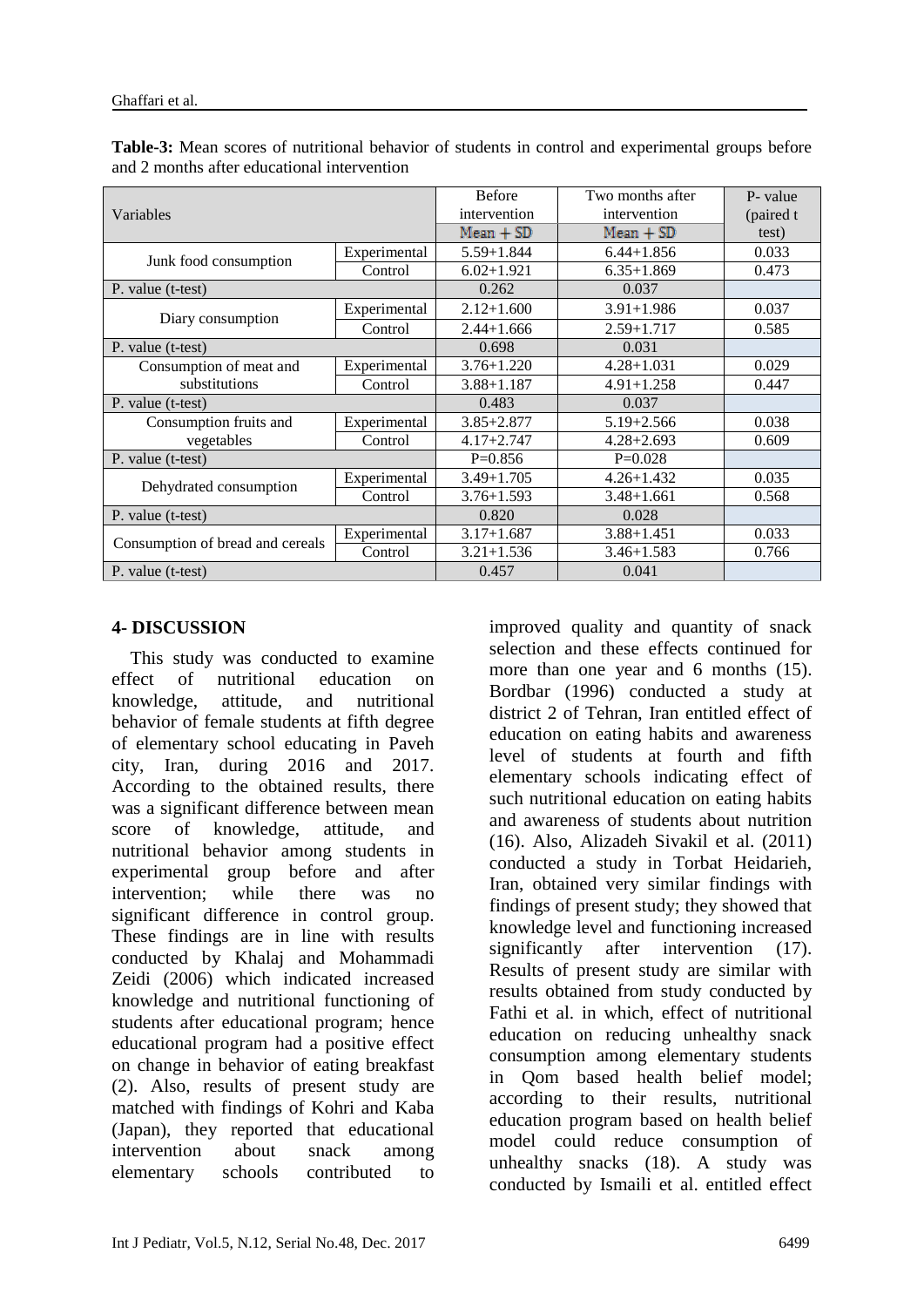**Table-3:** Mean scores of nutritional behavior of students in control and experimental groups before and 2 months after educational intervention

| Variables | | Before intervention Mean + SD | Two months after intervention Mean + SD | P- value (paired t test) |
|---|---|---|---|---|
| Junk food consumption | Experimental | 5.59+1.844 | 6.44+1.856 | 0.033 |
| | Control | 6.02+1.921 | 6.35+1.869 | 0.473 |
| P. value (t-test) | | 0.262 | 0.037 | |
| Diary consumption | Experimental | 2.12+1.600 | 3.91+1.986 | 0.037 |
| | Control | 2.44+1.666 | 2.59+1.717 | 0.585 |
| P. value (t-test) | | 0.698 | 0.031 | |
| Consumption of meat and substitutions | Experimental | 3.76+1.220 | 4.28+1.031 | 0.029 |
| | Control | 3.88+1.187 | 4.91+1.258 | 0.447 |
| P. value (t-test) | | 0.483 | 0.037 | |
| Consumption fruits and vegetables | Experimental | 3.85+2.877 | 5.19+2.566 | 0.038 |
| | Control | 4.17+2.747 | 4.28+2.693 | 0.609 |
| P. value (t-test) | | P=0.856 | P=0.028 | |
| Dehydrated consumption | Experimental | 3.49+1.705 | 4.26+1.432 | 0.035 |
| | Control | 3.76+1.593 | 3.48+1.661 | 0.568 |
| P. value (t-test) | | 0.820 | 0.028 | |
| Consumption of bread and cereals | Experimental | 3.17+1.687 | 3.88+1.451 | 0.033 |
| | Control | 3.21+1.536 | 3.46+1.583 | 0.766 |
| P. value (t-test) | | 0.457 | 0.041 | |

## 4- DISCUSSION

This study was conducted to examine effect of nutritional education on knowledge, attitude, and nutritional behavior of female students at fifth degree of elementary school educating in Paveh city, Iran, during 2016 and 2017. According to the obtained results, there was a significant difference between mean score of knowledge, attitude, and nutritional behavior among students in experimental group before and after intervention; while there was no significant difference in control group. These findings are in line with results conducted by Khalaj and Mohammadi Zeidi (2006) which indicated increased knowledge and nutritional functioning of students after educational program; hence educational program had a positive effect on change in behavior of eating breakfast (2). Also, results of present study are matched with findings of Kohri and Kaba (Japan), they reported that educational intervention about snack among elementary schools contributed to improved quality and quantity of snack selection and these effects continued for more than one year and 6 months (15). Bordbar (1996) conducted a study at district 2 of Tehran, Iran entitled effect of education on eating habits and awareness level of students at fourth and fifth elementary schools indicating effect of such nutritional education on eating habits and awareness of students about nutrition (16). Also, Alizadeh Sivakil et al. (2011) conducted a study in Torbat Heidarieh, Iran, obtained very similar findings with findings of present study; they showed that knowledge level and functioning increased significantly after intervention (17). Results of present study are similar with results obtained from study conducted by Fathi et al. in which, effect of nutritional education on reducing unhealthy snack consumption among elementary students in Qom based health belief model; according to their results, nutritional education program based on health belief model could reduce consumption of unhealthy snacks (18). A study was conducted by Ismaili et al. entitled effect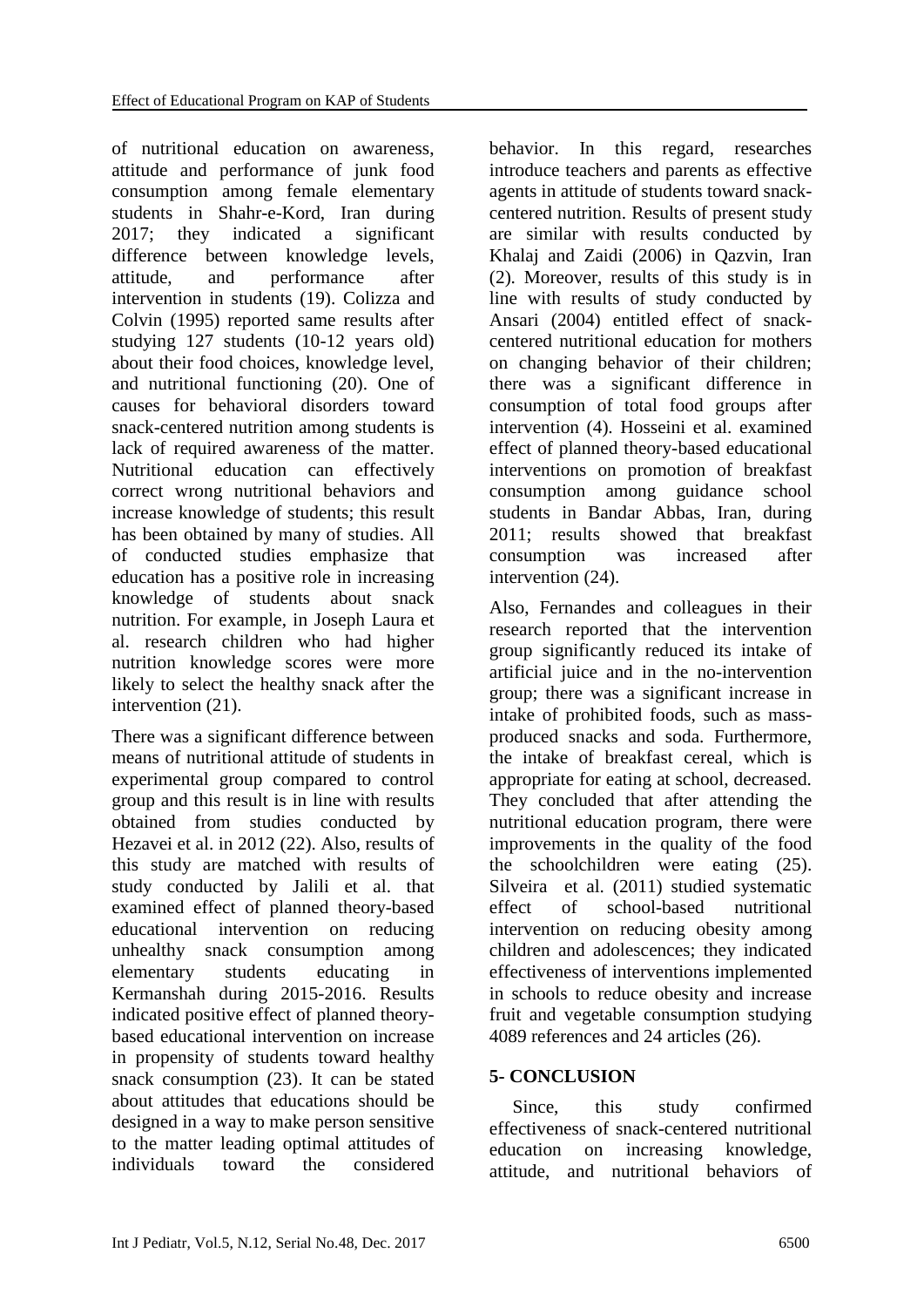of nutritional education on awareness, attitude and performance of junk food consumption among female elementary students in Shahr-e-Kord, Iran during 2017; they indicated a significant difference between knowledge levels, attitude, and performance after intervention in students (19). Colizza and Colvin (1995) reported same results after studying 127 students (10-12 years old) about their food choices, knowledge level, and nutritional functioning (20). One of causes for behavioral disorders toward snack-centered nutrition among students is lack of required awareness of the matter. Nutritional education can effectively correct wrong nutritional behaviors and increase knowledge of students; this result has been obtained by many of studies. All of conducted studies emphasize that education has a positive role in increasing knowledge of students about snack nutrition. For example, in Joseph Laura et al. research children who had higher nutrition knowledge scores were more likely to select the healthy snack after the intervention (21).

There was a significant difference between means of nutritional attitude of students in experimental group compared to control group and this result is in line with results obtained from studies conducted by Hezavei et al. in 2012 (22). Also, results of this study are matched with results of study conducted by Jalili et al. that examined effect of planned theory-based educational intervention on reducing unhealthy snack consumption among elementary students educating in Kermanshah during 2015-2016. Results indicated positive effect of planned theory-based educational intervention on increase in propensity of students toward healthy snack consumption (23). It can be stated about attitudes that educations should be designed in a way to make person sensitive to the matter leading optimal attitudes of individuals toward the considered behavior. In this regard, researches introduce teachers and parents as effective agents in attitude of students toward snack-centered nutrition. Results of present study are similar with results conducted by Khalaj and Zaidi (2006) in Qazvin, Iran (2). Moreover, results of this study is in line with results of study conducted by Ansari (2004) entitled effect of snack-centered nutritional education for mothers on changing behavior of their children; there was a significant difference in consumption of total food groups after intervention (4). Hosseini et al. examined effect of planned theory-based educational interventions on promotion of breakfast consumption among guidance school students in Bandar Abbas, Iran, during 2011; results showed that breakfast consumption was increased after intervention (24).

Also, Fernandes and colleagues in their research reported that the intervention group significantly reduced its intake of artificial juice and in the no-intervention group; there was a significant increase in intake of prohibited foods, such as mass-produced snacks and soda. Furthermore, the intake of breakfast cereal, which is appropriate for eating at school, decreased. They concluded that after attending the nutritional education program, there were improvements in the quality of the food the schoolchildren were eating (25). Silveira et al. (2011) studied systematic effect of school-based nutritional intervention on reducing obesity among children and adolescences; they indicated effectiveness of interventions implemented in schools to reduce obesity and increase fruit and vegetable consumption studying 4089 references and 24 articles (26).

## 5- CONCLUSION

Since, this study confirmed effectiveness of snack-centered nutritional education on increasing knowledge, attitude, and nutritional behaviors of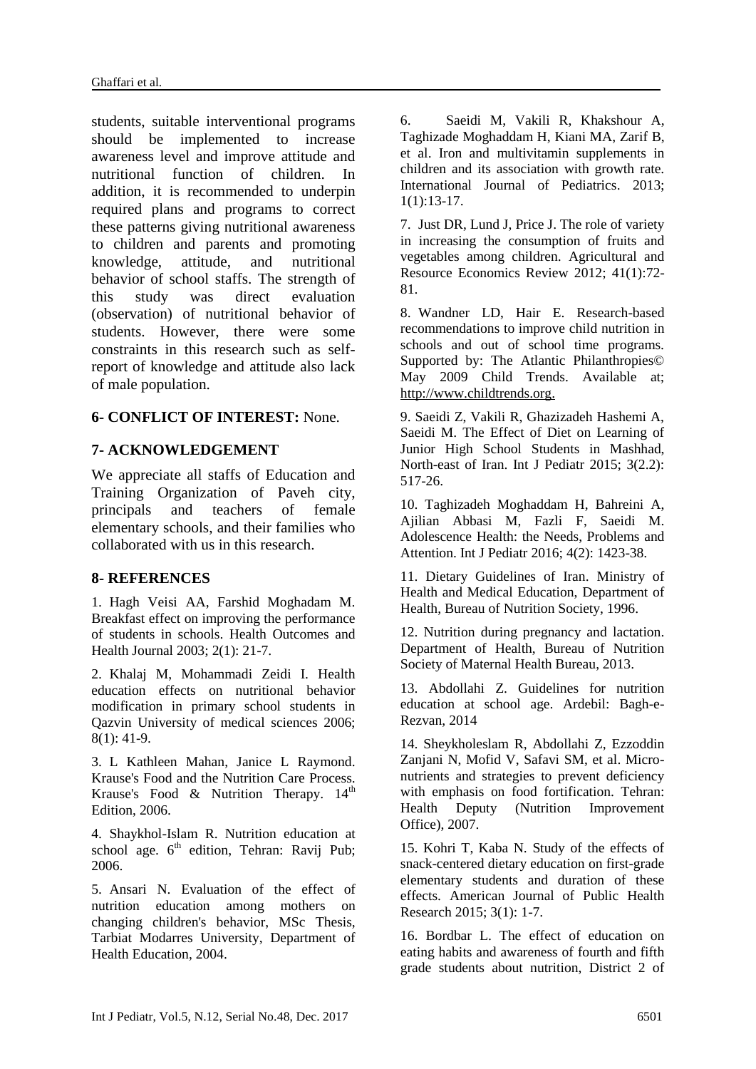students, suitable interventional programs should be implemented to increase awareness level and improve attitude and nutritional function of children. In addition, it is recommended to underpin required plans and programs to correct these patterns giving nutritional awareness to children and parents and promoting knowledge, attitude, and nutritional behavior of school staffs. The strength of this study was direct evaluation (observation) of nutritional behavior of students. However, there were some constraints in this research such as self-report of knowledge and attitude also lack of male population.

## 6- CONFLICT OF INTEREST: None.

## 7- ACKNOWLEDGEMENT

We appreciate all staffs of Education and Training Organization of Paveh city, principals and teachers of female elementary schools, and their families who collaborated with us in this research.

## 8- REFERENCES

1. Hagh Veisi AA, Farshid Moghadam M. Breakfast effect on improving the performance of students in schools. Health Outcomes and Health Journal 2003; 2(1): 21-7.

2. Khalaj M, Mohammadi Zeidi I. Health education effects on nutritional behavior modification in primary school students in Qazvin University of medical sciences 2006; 8(1): 41-9.

3. L Kathleen Mahan, Janice L Raymond. Krause's Food and the Nutrition Care Process. Krause's Food & Nutrition Therapy. 14th Edition, 2006.

4. Shaykhol-Islam R. Nutrition education at school age. 6th edition, Tehran: Ravij Pub; 2006.

5. Ansari N. Evaluation of the effect of nutrition education among mothers on changing children's behavior, MSc Thesis, Tarbiat Modarres University, Department of Health Education, 2004.

6. Saeidi M, Vakili R, Khakshour A, Taghizade Moghaddam H, Kiani MA, Zarif B, et al. Iron and multivitamin supplements in children and its association with growth rate. International Journal of Pediatrics. 2013; 1(1):13-17.

7. Just DR, Lund J, Price J. The role of variety in increasing the consumption of fruits and vegetables among children. Agricultural and Resource Economics Review 2012; 41(1):72-81.

8. Wandner LD, Hair E. Research-based recommendations to improve child nutrition in schools and out of school time programs. Supported by: The Atlantic Philanthropies© May 2009 Child Trends. Available at; http://www.childtrends.org.

9. Saeidi Z, Vakili R, Ghazizadeh Hashemi A, Saeidi M. The Effect of Diet on Learning of Junior High School Students in Mashhad, North-east of Iran. Int J Pediatr 2015; 3(2.2): 517-26.

10. Taghizadeh Moghaddam H, Bahreini A, Ajilian Abbasi M, Fazli F, Saeidi M. Adolescence Health: the Needs, Problems and Attention. Int J Pediatr 2016; 4(2): 1423-38.

11. Dietary Guidelines of Iran. Ministry of Health and Medical Education, Department of Health, Bureau of Nutrition Society, 1996.

12. Nutrition during pregnancy and lactation. Department of Health, Bureau of Nutrition Society of Maternal Health Bureau, 2013.

13. Abdollahi Z. Guidelines for nutrition education at school age. Ardebil: Bagh-e-Rezvan, 2014

14. Sheykholeslam R, Abdollahi Z, Ezzoddin Zanjani N, Mofid V, Safavi SM, et al. Micro-nutrients and strategies to prevent deficiency with emphasis on food fortification. Tehran: Health Deputy (Nutrition Improvement Office), 2007.

15. Kohri T, Kaba N. Study of the effects of snack-centered dietary education on first-grade elementary students and duration of these effects. American Journal of Public Health Research 2015; 3(1): 1-7.

16. Bordbar L. The effect of education on eating habits and awareness of fourth and fifth grade students about nutrition, District 2 of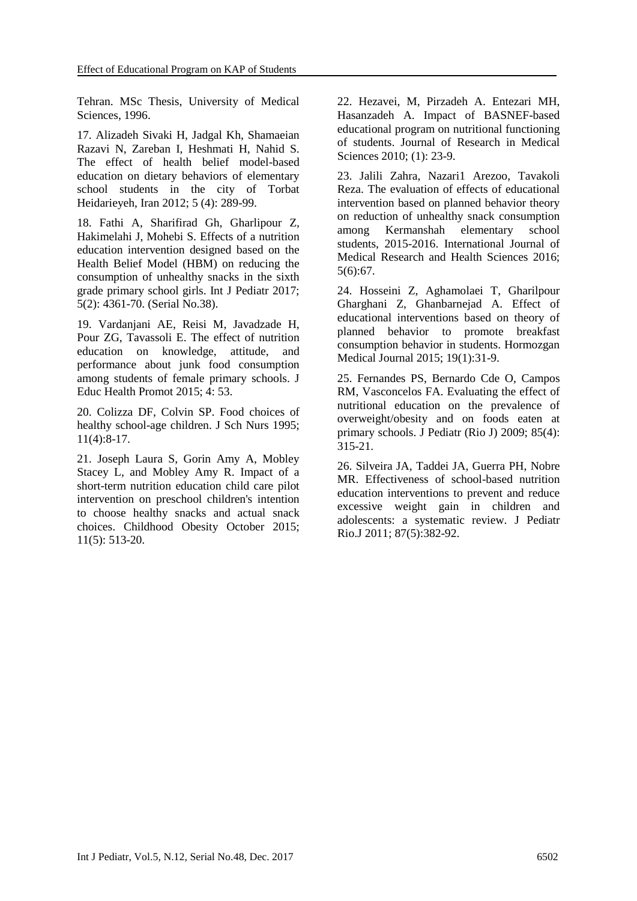Tehran. MSc Thesis, University of Medical Sciences, 1996.

17. Alizadeh Sivaki H, Jadgal Kh, Shamaeian Razavi N, Zareban I, Heshmati H, Nahid S. The effect of health belief model-based education on dietary behaviors of elementary school students in the city of Torbat Heidarieyeh, Iran 2012; 5 (4): 289-99.

18. Fathi A, Sharifirad Gh, Gharlipour Z, Hakimelahi J, Mohebi S. Effects of a nutrition education intervention designed based on the Health Belief Model (HBM) on reducing the consumption of unhealthy snacks in the sixth grade primary school girls. Int J Pediatr 2017; 5(2): 4361-70. (Serial No.38).

19. Vardanjani AE, Reisi M, Javadzade H, Pour ZG, Tavassoli E. The effect of nutrition education on knowledge, attitude, and performance about junk food consumption among students of female primary schools. J Educ Health Promot 2015; 4: 53.

20. Colizza DF, Colvin SP. Food choices of healthy school-age children. J Sch Nurs 1995; 11(4):8-17.

21. Joseph Laura S, Gorin Amy A, Mobley Stacey L, and Mobley Amy R. Impact of a short-term nutrition education child care pilot intervention on preschool children's intention to choose healthy snacks and actual snack choices. Childhood Obesity October 2015; 11(5): 513-20.

22. Hezavei, M, Pirzadeh A. Entezari MH, Hasanzadeh A. Impact of BASNEF-based educational program on nutritional functioning of students. Journal of Research in Medical Sciences 2010; (1): 23-9.

23. Jalili Zahra, Nazari1 Arezoo, Tavakoli Reza. The evaluation of effects of educational intervention based on planned behavior theory on reduction of unhealthy snack consumption among Kermanshah elementary school students, 2015-2016. International Journal of Medical Research and Health Sciences 2016; 5(6):67.

24. Hosseini Z, Aghamolaei T, Gharilpour Gharghani Z, Ghanbarnejad A. Effect of educational interventions based on theory of planned behavior to promote breakfast consumption behavior in students. Hormozgan Medical Journal 2015; 19(1):31-9.

25. Fernandes PS, Bernardo Cde O, Campos RM, Vasconcelos FA. Evaluating the effect of nutritional education on the prevalence of overweight/obesity and on foods eaten at primary schools. J Pediatr (Rio J) 2009; 85(4): 315-21.

26. Silveira JA, Taddei JA, Guerra PH, Nobre MR. Effectiveness of school-based nutrition education interventions to prevent and reduce excessive weight gain in children and adolescents: a systematic review. J Pediatr Rio.J 2011; 87(5):382-92.